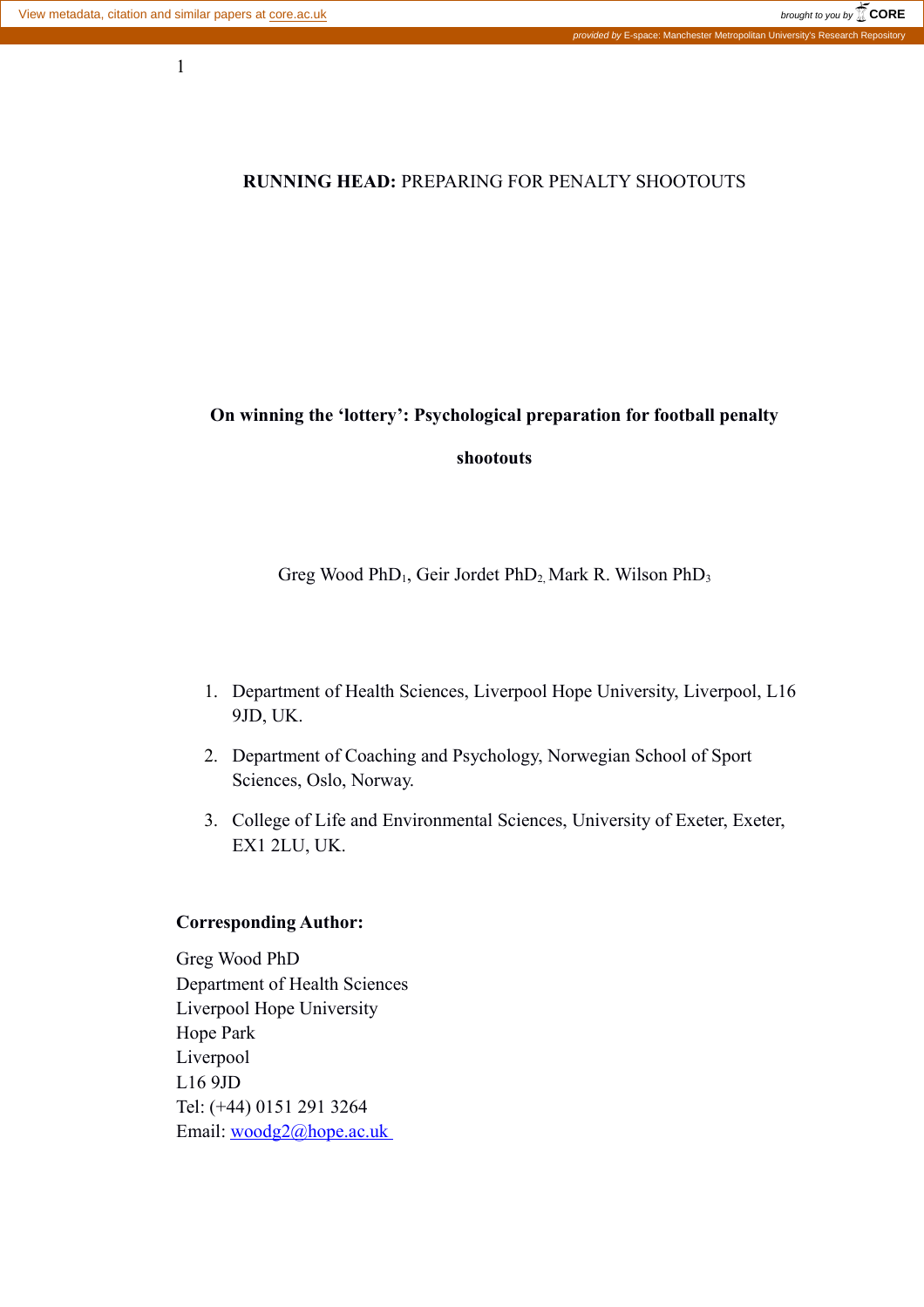**RUNNING HEAD:** PREPARING FOR PENALTY SHOOTOUTS

# On winning the 'lottery': Psychological preparation for football penalty shootouts

Greg Wood PhD[1], Geir Jordet PhD[2], Mark R. Wilson PhD[3]

1. Department of Health Sciences, Liverpool Hope University, Liverpool, L16 9JD, UK.
2. Department of Coaching and Psychology, Norwegian School of Sport Sciences, Oslo, Norway.
3. College of Life and Environmental Sciences, University of Exeter, Exeter, EX1 2LU, UK.

**Corresponding Author:**

Greg Wood PhD
Department of Health Sciences
Liverpool Hope University
Hope Park
Liverpool
L16 9JD
Tel: (+44) 0151 291 3264
Email: woodg2@hope.ac.uk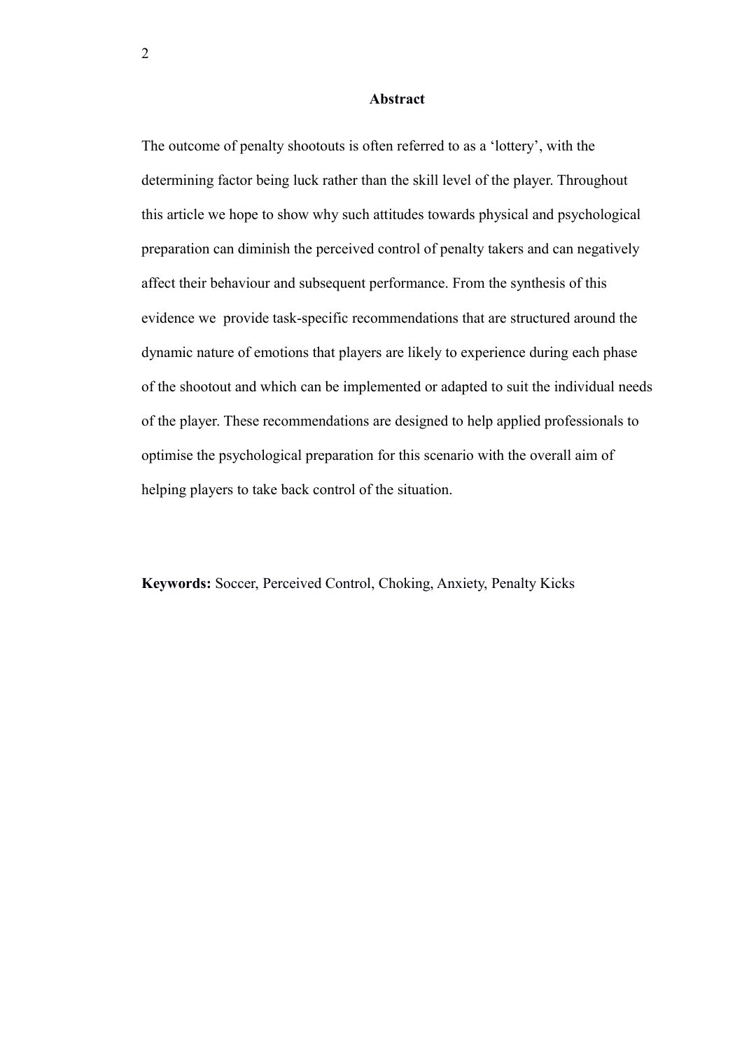## Abstract

The outcome of penalty shootouts is often referred to as a 'lottery', with the determining factor being luck rather than the skill level of the player. Throughout this article we hope to show why such attitudes towards physical and psychological preparation can diminish the perceived control of penalty takers and can negatively affect their behaviour and subsequent performance. From the synthesis of this evidence we provide task-specific recommendations that are structured around the dynamic nature of emotions that players are likely to experience during each phase of the shootout and which can be implemented or adapted to suit the individual needs of the player. These recommendations are designed to help applied professionals to optimise the psychological preparation for this scenario with the overall aim of helping players to take back control of the situation.

**Keywords:** Soccer, Perceived Control, Choking, Anxiety, Penalty Kicks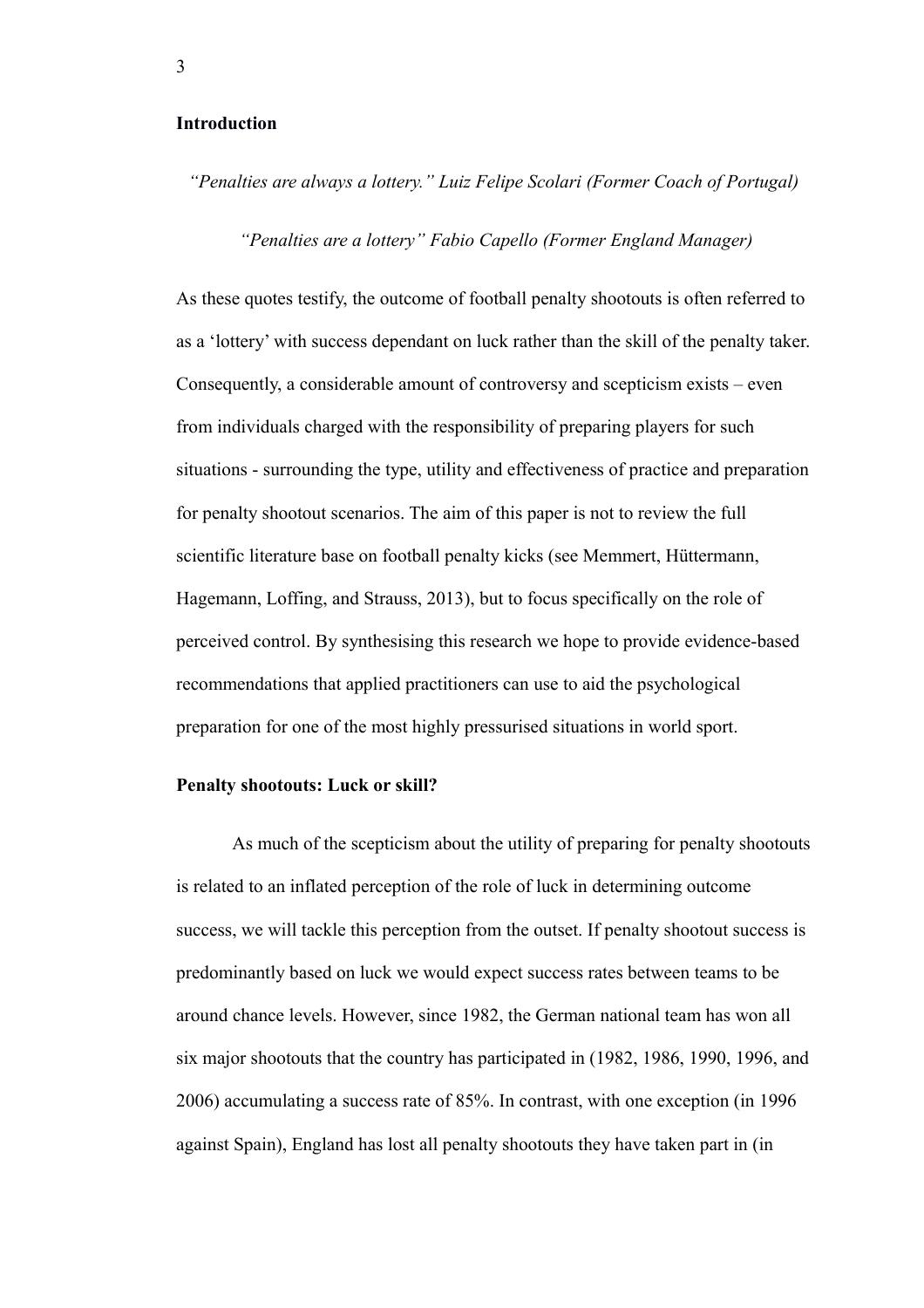## Introduction

*"Penalties are always a lottery." Luiz Felipe Scolari (Former Coach of Portugal)*

*"Penalties are a lottery" Fabio Capello (Former England Manager)*

As these quotes testify, the outcome of football penalty shootouts is often referred to as a 'lottery' with success dependant on luck rather than the skill of the penalty taker. Consequently, a considerable amount of controversy and scepticism exists – even from individuals charged with the responsibility of preparing players for such situations - surrounding the type, utility and effectiveness of practice and preparation for penalty shootout scenarios. The aim of this paper is not to review the full scientific literature base on football penalty kicks (see Memmert, Hüttermann, Hagemann, Loffing, and Strauss, 2013), but to focus specifically on the role of perceived control. By synthesising this research we hope to provide evidence-based recommendations that applied practitioners can use to aid the psychological preparation for one of the most highly pressurised situations in world sport.

## Penalty shootouts: Luck or skill?

As much of the scepticism about the utility of preparing for penalty shootouts is related to an inflated perception of the role of luck in determining outcome success, we will tackle this perception from the outset. If penalty shootout success is predominantly based on luck we would expect success rates between teams to be around chance levels. However, since 1982, the German national team has won all six major shootouts that the country has participated in (1982, 1986, 1990, 1996, and 2006) accumulating a success rate of 85%. In contrast, with one exception (in 1996 against Spain), England has lost all penalty shootouts they have taken part in (in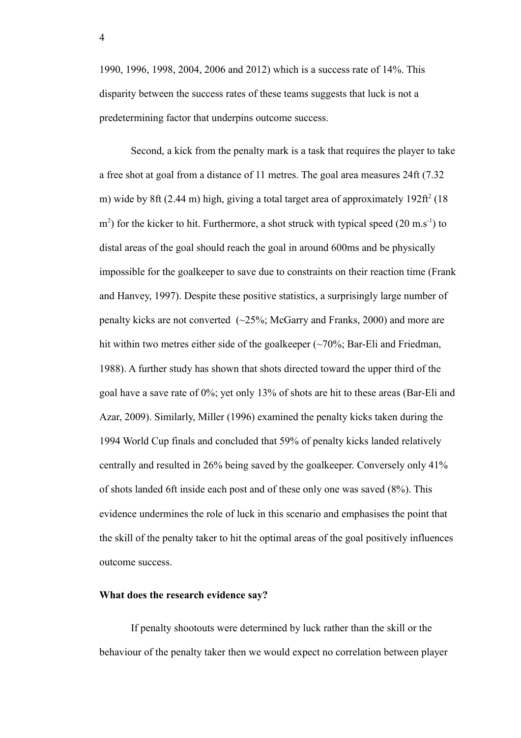1990, 1996, 1998, 2004, 2006 and 2012) which is a success rate of 14%. This disparity between the success rates of these teams suggests that luck is not a predetermining factor that underpins outcome success.

Second, a kick from the penalty mark is a task that requires the player to take a free shot at goal from a distance of 11 metres. The goal area measures 24ft (7.32 m) wide by 8ft (2.44 m) high, giving a total target area of approximately 192ft$^2$ (18 m$^2$) for the kicker to hit. Furthermore, a shot struck with typical speed (20 m.s$^{-1}$) to distal areas of the goal should reach the goal in around 600ms and be physically impossible for the goalkeeper to save due to constraints on their reaction time (Frank and Hanvey, 1997). Despite these positive statistics, a surprisingly large number of penalty kicks are not converted (~25%; McGarry and Franks, 2000) and more are hit within two metres either side of the goalkeeper (~70%; Bar-Eli and Friedman, 1988). A further study has shown that shots directed toward the upper third of the goal have a save rate of 0%; yet only 13% of shots are hit to these areas (Bar-Eli and Azar, 2009). Similarly, Miller (1996) examined the penalty kicks taken during the 1994 World Cup finals and concluded that 59% of penalty kicks landed relatively centrally and resulted in 26% being saved by the goalkeeper. Conversely only 41% of shots landed 6ft inside each post and of these only one was saved (8%). This evidence undermines the role of luck in this scenario and emphasises the point that the skill of the penalty taker to hit the optimal areas of the goal positively influences outcome success.

**What does the research evidence say?**

If penalty shootouts were determined by luck rather than the skill or the behaviour of the penalty taker then we would expect no correlation between player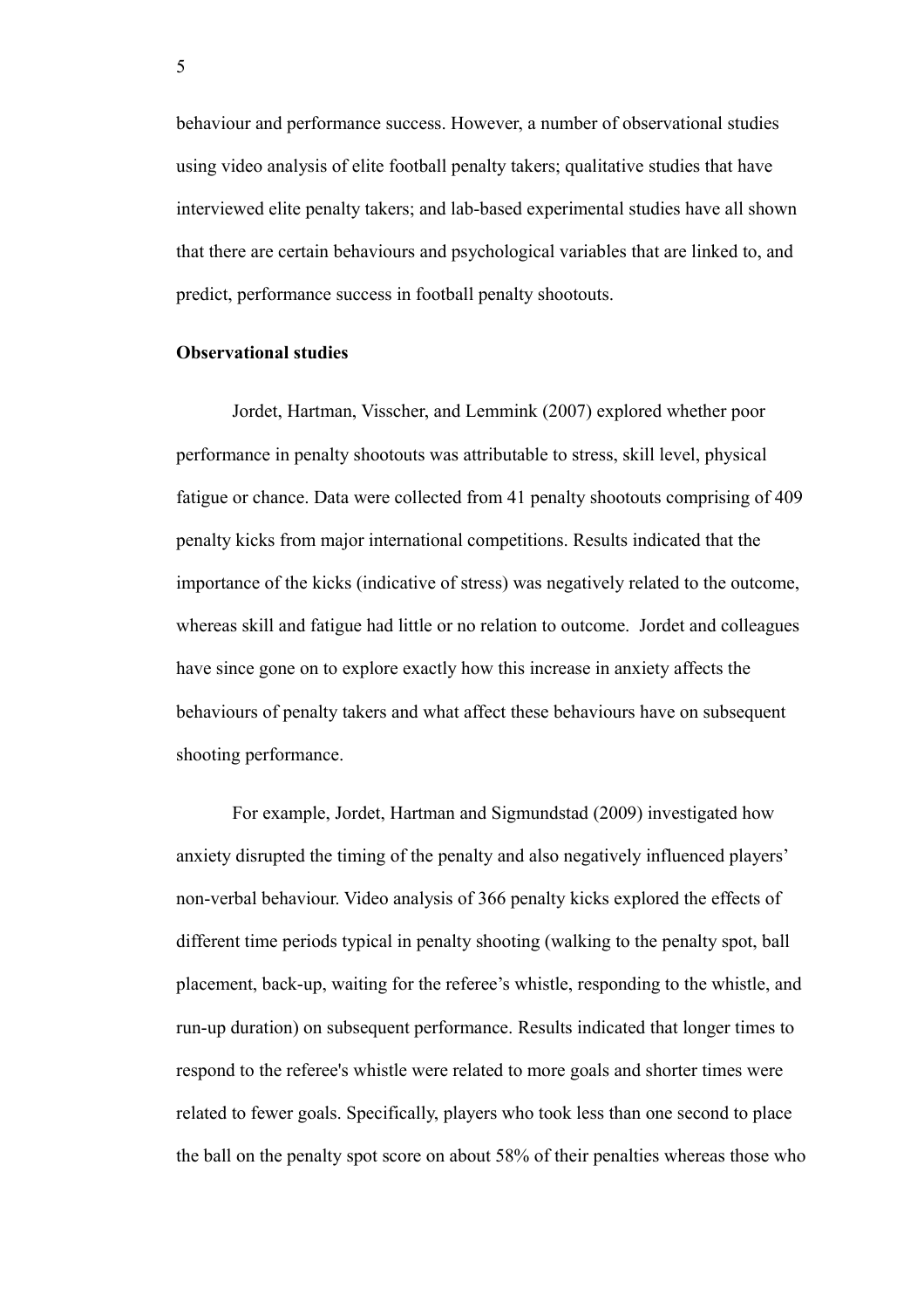behaviour and performance success. However, a number of observational studies using video analysis of elite football penalty takers; qualitative studies that have interviewed elite penalty takers; and lab-based experimental studies have all shown that there are certain behaviours and psychological variables that are linked to, and predict, performance success in football penalty shootouts.

**Observational studies**

Jordet, Hartman, Visscher, and Lemmink (2007) explored whether poor performance in penalty shootouts was attributable to stress, skill level, physical fatigue or chance. Data were collected from 41 penalty shootouts comprising of 409 penalty kicks from major international competitions. Results indicated that the importance of the kicks (indicative of stress) was negatively related to the outcome, whereas skill and fatigue had little or no relation to outcome. Jordet and colleagues have since gone on to explore exactly how this increase in anxiety affects the behaviours of penalty takers and what affect these behaviours have on subsequent shooting performance.

For example, Jordet, Hartman and Sigmundstad (2009) investigated how anxiety disrupted the timing of the penalty and also negatively influenced players' non-verbal behaviour. Video analysis of 366 penalty kicks explored the effects of different time periods typical in penalty shooting (walking to the penalty spot, ball placement, back-up, waiting for the referee's whistle, responding to the whistle, and run-up duration) on subsequent performance. Results indicated that longer times to respond to the referee's whistle were related to more goals and shorter times were related to fewer goals. Specifically, players who took less than one second to place the ball on the penalty spot score on about 58% of their penalties whereas those who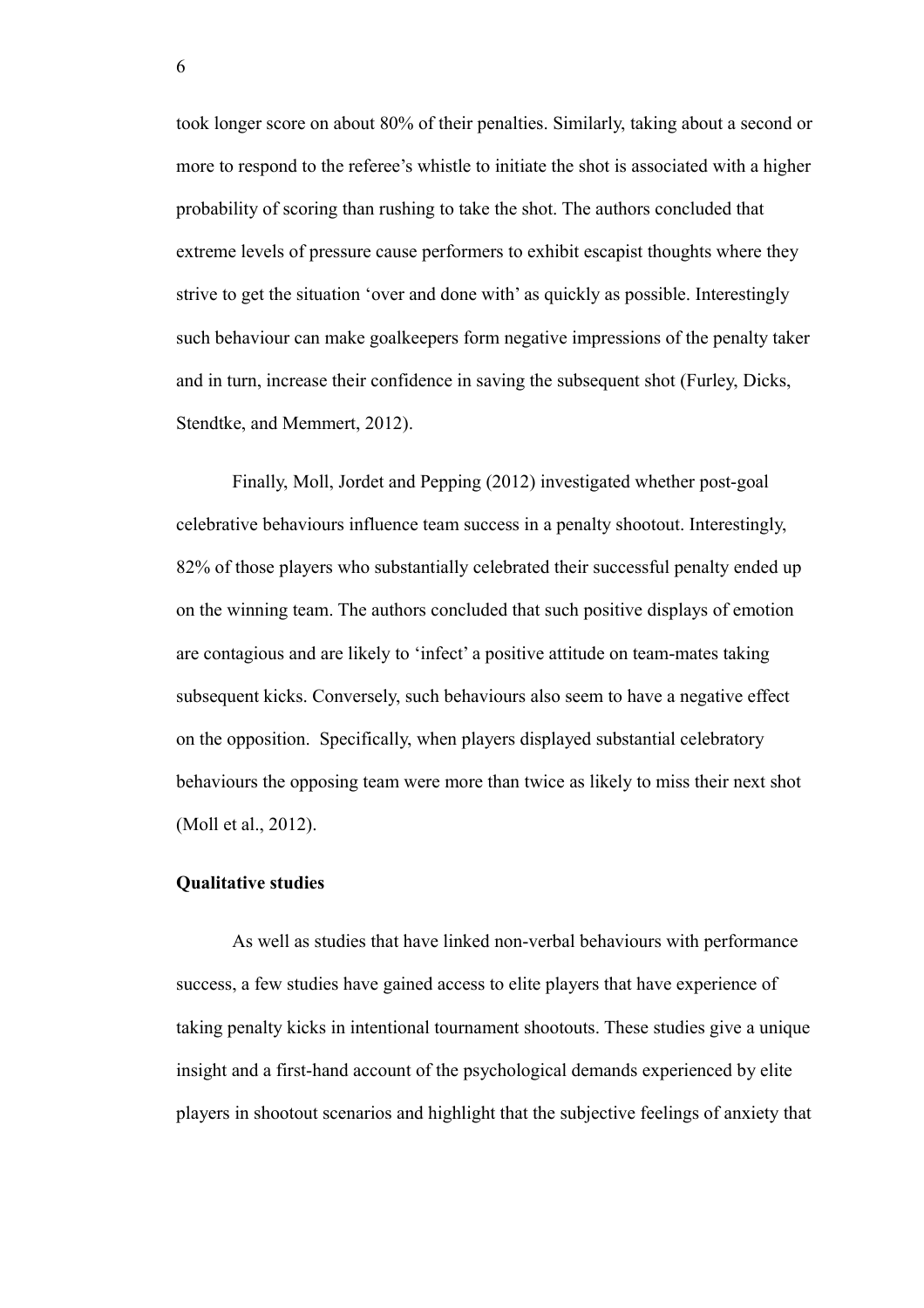took longer score on about 80% of their penalties. Similarly, taking about a second or more to respond to the referee's whistle to initiate the shot is associated with a higher probability of scoring than rushing to take the shot. The authors concluded that extreme levels of pressure cause performers to exhibit escapist thoughts where they strive to get the situation 'over and done with' as quickly as possible. Interestingly such behaviour can make goalkeepers form negative impressions of the penalty taker and in turn, increase their confidence in saving the subsequent shot (Furley, Dicks, Stendtke, and Memmert, 2012).

Finally, Moll, Jordet and Pepping (2012) investigated whether post-goal celebrative behaviours influence team success in a penalty shootout. Interestingly, 82% of those players who substantially celebrated their successful penalty ended up on the winning team. The authors concluded that such positive displays of emotion are contagious and are likely to 'infect' a positive attitude on team-mates taking subsequent kicks. Conversely, such behaviours also seem to have a negative effect on the opposition. Specifically, when players displayed substantial celebratory behaviours the opposing team were more than twice as likely to miss their next shot (Moll et al., 2012).

**Qualitative studies**

As well as studies that have linked non-verbal behaviours with performance success, a few studies have gained access to elite players that have experience of taking penalty kicks in intentional tournament shootouts. These studies give a unique insight and a first-hand account of the psychological demands experienced by elite players in shootout scenarios and highlight that the subjective feelings of anxiety that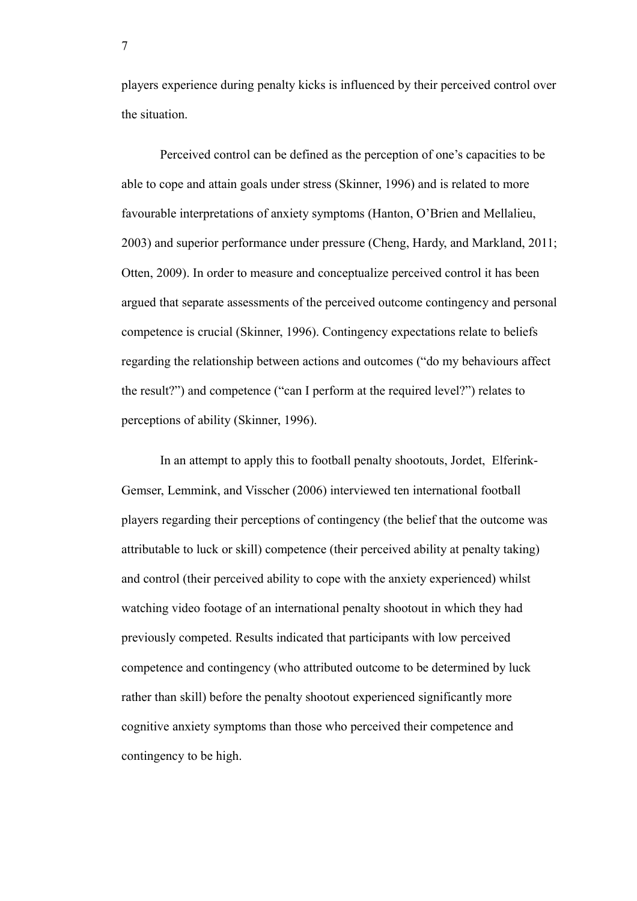players experience during penalty kicks is influenced by their perceived control over the situation.

Perceived control can be defined as the perception of one's capacities to be able to cope and attain goals under stress (Skinner, 1996) and is related to more favourable interpretations of anxiety symptoms (Hanton, O'Brien and Mellalieu, 2003) and superior performance under pressure (Cheng, Hardy, and Markland, 2011; Otten, 2009). In order to measure and conceptualize perceived control it has been argued that separate assessments of the perceived outcome contingency and personal competence is crucial (Skinner, 1996). Contingency expectations relate to beliefs regarding the relationship between actions and outcomes ("do my behaviours affect the result?") and competence ("can I perform at the required level?") relates to perceptions of ability (Skinner, 1996).

In an attempt to apply this to football penalty shootouts, Jordet, Elferink-Gemser, Lemmink, and Visscher (2006) interviewed ten international football players regarding their perceptions of contingency (the belief that the outcome was attributable to luck or skill) competence (their perceived ability at penalty taking) and control (their perceived ability to cope with the anxiety experienced) whilst watching video footage of an international penalty shootout in which they had previously competed. Results indicated that participants with low perceived competence and contingency (who attributed outcome to be determined by luck rather than skill) before the penalty shootout experienced significantly more cognitive anxiety symptoms than those who perceived their competence and contingency to be high.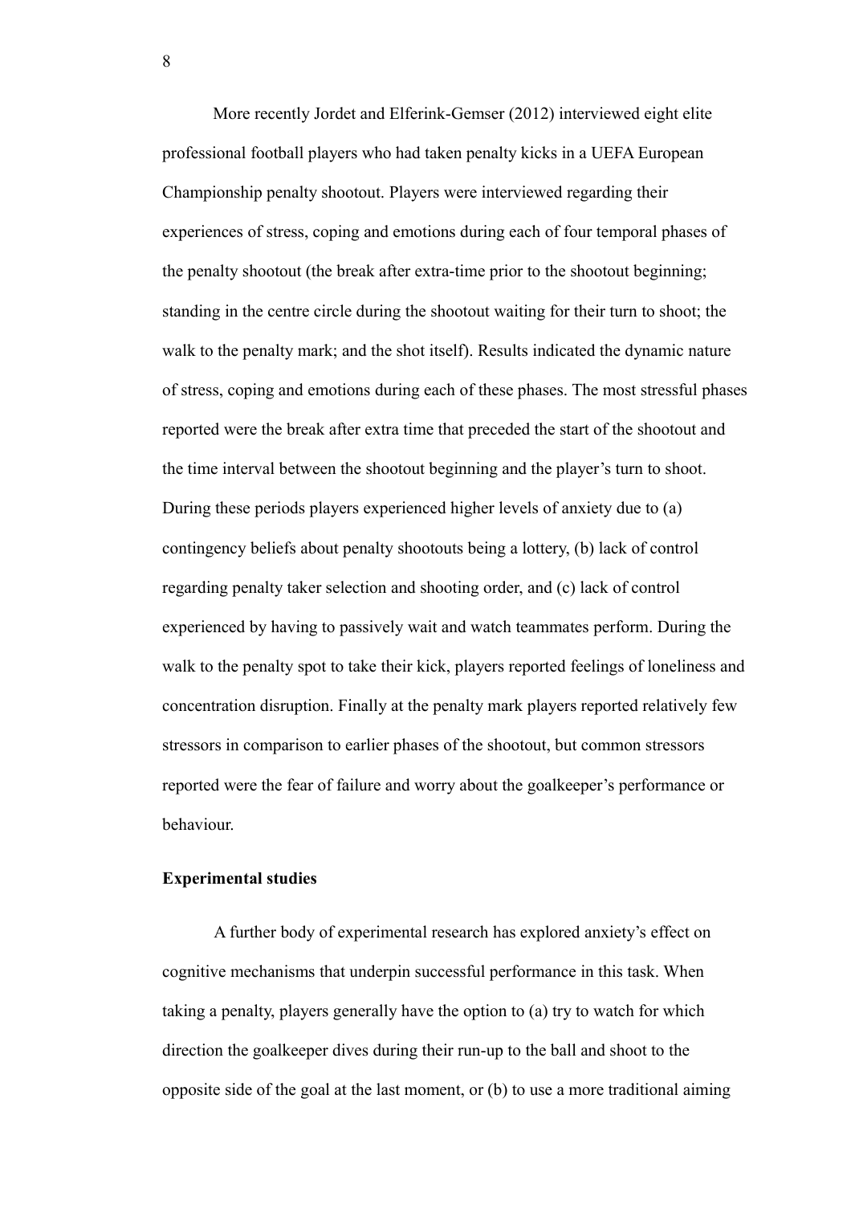More recently Jordet and Elferink-Gemser (2012) interviewed eight elite professional football players who had taken penalty kicks in a UEFA European Championship penalty shootout. Players were interviewed regarding their experiences of stress, coping and emotions during each of four temporal phases of the penalty shootout (the break after extra-time prior to the shootout beginning; standing in the centre circle during the shootout waiting for their turn to shoot; the walk to the penalty mark; and the shot itself). Results indicated the dynamic nature of stress, coping and emotions during each of these phases. The most stressful phases reported were the break after extra time that preceded the start of the shootout and the time interval between the shootout beginning and the player's turn to shoot. During these periods players experienced higher levels of anxiety due to (a) contingency beliefs about penalty shootouts being a lottery, (b) lack of control regarding penalty taker selection and shooting order, and (c) lack of control experienced by having to passively wait and watch teammates perform. During the walk to the penalty spot to take their kick, players reported feelings of loneliness and concentration disruption. Finally at the penalty mark players reported relatively few stressors in comparison to earlier phases of the shootout, but common stressors reported were the fear of failure and worry about the goalkeeper's performance or behaviour.

**Experimental studies**

A further body of experimental research has explored anxiety's effect on cognitive mechanisms that underpin successful performance in this task. When taking a penalty, players generally have the option to (a) try to watch for which direction the goalkeeper dives during their run-up to the ball and shoot to the opposite side of the goal at the last moment, or (b) to use a more traditional aiming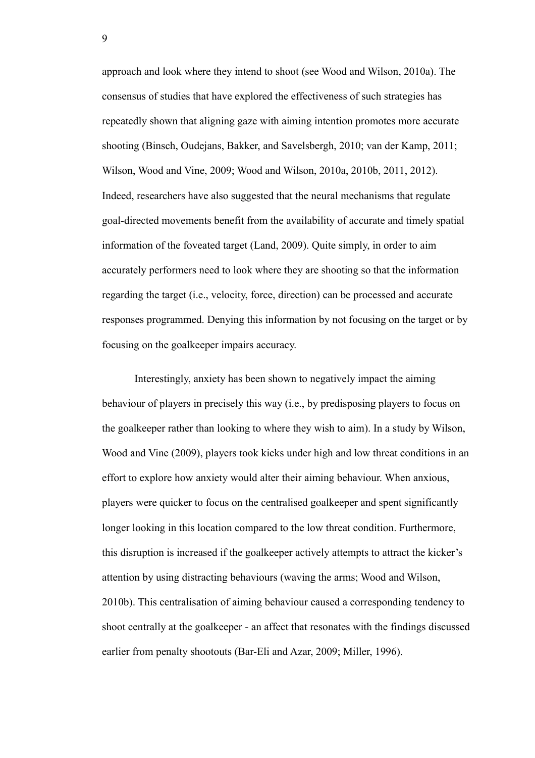approach and look where they intend to shoot (see Wood and Wilson, 2010a). The consensus of studies that have explored the effectiveness of such strategies has repeatedly shown that aligning gaze with aiming intention promotes more accurate shooting (Binsch, Oudejans, Bakker, and Savelsbergh, 2010; van der Kamp, 2011; Wilson, Wood and Vine, 2009; Wood and Wilson, 2010a, 2010b, 2011, 2012). Indeed, researchers have also suggested that the neural mechanisms that regulate goal-directed movements benefit from the availability of accurate and timely spatial information of the foveated target (Land, 2009). Quite simply, in order to aim accurately performers need to look where they are shooting so that the information regarding the target (i.e., velocity, force, direction) can be processed and accurate responses programmed. Denying this information by not focusing on the target or by focusing on the goalkeeper impairs accuracy.

Interestingly, anxiety has been shown to negatively impact the aiming behaviour of players in precisely this way (i.e., by predisposing players to focus on the goalkeeper rather than looking to where they wish to aim). In a study by Wilson, Wood and Vine (2009), players took kicks under high and low threat conditions in an effort to explore how anxiety would alter their aiming behaviour. When anxious, players were quicker to focus on the centralised goalkeeper and spent significantly longer looking in this location compared to the low threat condition. Furthermore, this disruption is increased if the goalkeeper actively attempts to attract the kicker's attention by using distracting behaviours (waving the arms; Wood and Wilson, 2010b). This centralisation of aiming behaviour caused a corresponding tendency to shoot centrally at the goalkeeper - an affect that resonates with the findings discussed earlier from penalty shootouts (Bar-Eli and Azar, 2009; Miller, 1996).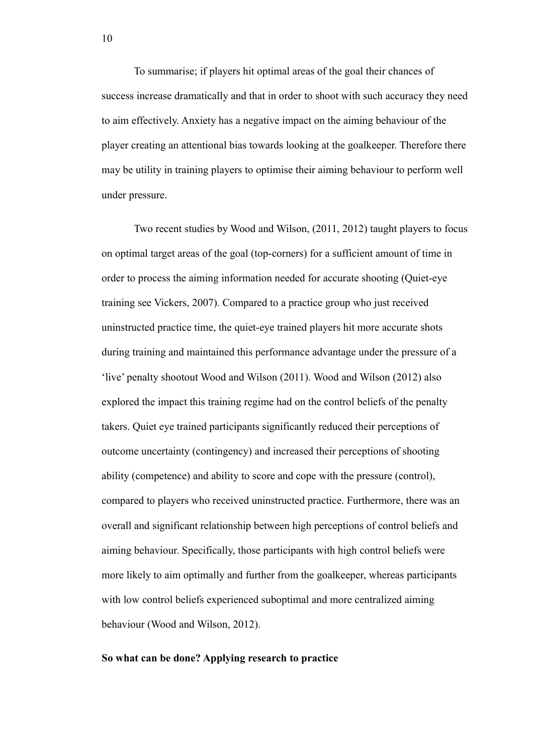To summarise; if players hit optimal areas of the goal their chances of success increase dramatically and that in order to shoot with such accuracy they need to aim effectively. Anxiety has a negative impact on the aiming behaviour of the player creating an attentional bias towards looking at the goalkeeper. Therefore there may be utility in training players to optimise their aiming behaviour to perform well under pressure.

Two recent studies by Wood and Wilson, (2011, 2012) taught players to focus on optimal target areas of the goal (top-corners) for a sufficient amount of time in order to process the aiming information needed for accurate shooting (Quiet-eye training see Vickers, 2007). Compared to a practice group who just received uninstructed practice time, the quiet-eye trained players hit more accurate shots during training and maintained this performance advantage under the pressure of a 'live' penalty shootout Wood and Wilson (2011). Wood and Wilson (2012) also explored the impact this training regime had on the control beliefs of the penalty takers. Quiet eye trained participants significantly reduced their perceptions of outcome uncertainty (contingency) and increased their perceptions of shooting ability (competence) and ability to score and cope with the pressure (control), compared to players who received uninstructed practice. Furthermore, there was an overall and significant relationship between high perceptions of control beliefs and aiming behaviour. Specifically, those participants with high control beliefs were more likely to aim optimally and further from the goalkeeper, whereas participants with low control beliefs experienced suboptimal and more centralized aiming behaviour (Wood and Wilson, 2012).

**So what can be done? Applying research to practice**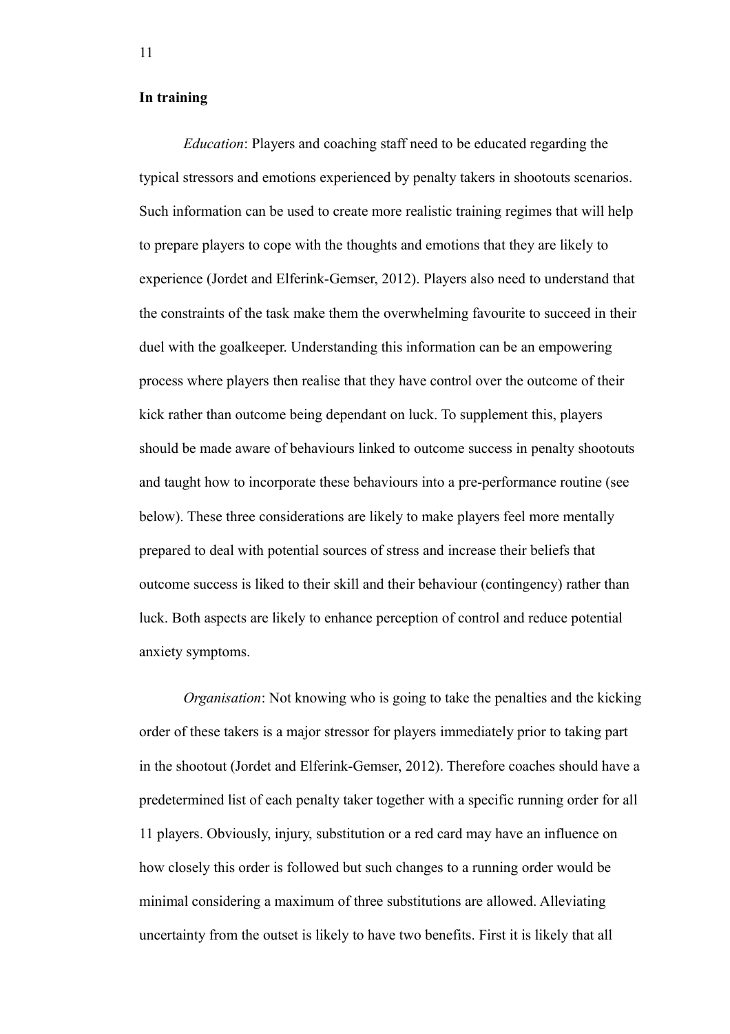**In training**

*Education*: Players and coaching staff need to be educated regarding the typical stressors and emotions experienced by penalty takers in shootouts scenarios. Such information can be used to create more realistic training regimes that will help to prepare players to cope with the thoughts and emotions that they are likely to experience (Jordet and Elferink-Gemser, 2012). Players also need to understand that the constraints of the task make them the overwhelming favourite to succeed in their duel with the goalkeeper. Understanding this information can be an empowering process where players then realise that they have control over the outcome of their kick rather than outcome being dependant on luck. To supplement this, players should be made aware of behaviours linked to outcome success in penalty shootouts and taught how to incorporate these behaviours into a pre-performance routine (see below). These three considerations are likely to make players feel more mentally prepared to deal with potential sources of stress and increase their beliefs that outcome success is liked to their skill and their behaviour (contingency) rather than luck. Both aspects are likely to enhance perception of control and reduce potential anxiety symptoms.

*Organisation*: Not knowing who is going to take the penalties and the kicking order of these takers is a major stressor for players immediately prior to taking part in the shootout (Jordet and Elferink-Gemser, 2012). Therefore coaches should have a predetermined list of each penalty taker together with a specific running order for all 11 players. Obviously, injury, substitution or a red card may have an influence on how closely this order is followed but such changes to a running order would be minimal considering a maximum of three substitutions are allowed. Alleviating uncertainty from the outset is likely to have two benefits. First it is likely that all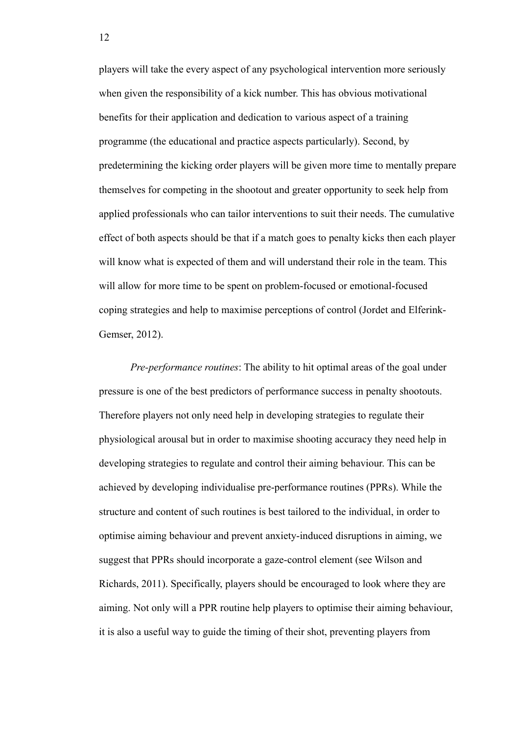players will take the every aspect of any psychological intervention more seriously when given the responsibility of a kick number. This has obvious motivational benefits for their application and dedication to various aspect of a training programme (the educational and practice aspects particularly). Second, by predetermining the kicking order players will be given more time to mentally prepare themselves for competing in the shootout and greater opportunity to seek help from applied professionals who can tailor interventions to suit their needs. The cumulative effect of both aspects should be that if a match goes to penalty kicks then each player will know what is expected of them and will understand their role in the team. This will allow for more time to be spent on problem-focused or emotional-focused coping strategies and help to maximise perceptions of control (Jordet and Elferink-Gemser, 2012).

*Pre-performance routines*: The ability to hit optimal areas of the goal under pressure is one of the best predictors of performance success in penalty shootouts. Therefore players not only need help in developing strategies to regulate their physiological arousal but in order to maximise shooting accuracy they need help in developing strategies to regulate and control their aiming behaviour. This can be achieved by developing individualise pre-performance routines (PPRs). While the structure and content of such routines is best tailored to the individual, in order to optimise aiming behaviour and prevent anxiety-induced disruptions in aiming, we suggest that PPRs should incorporate a gaze-control element (see Wilson and Richards, 2011). Specifically, players should be encouraged to look where they are aiming. Not only will a PPR routine help players to optimise their aiming behaviour, it is also a useful way to guide the timing of their shot, preventing players from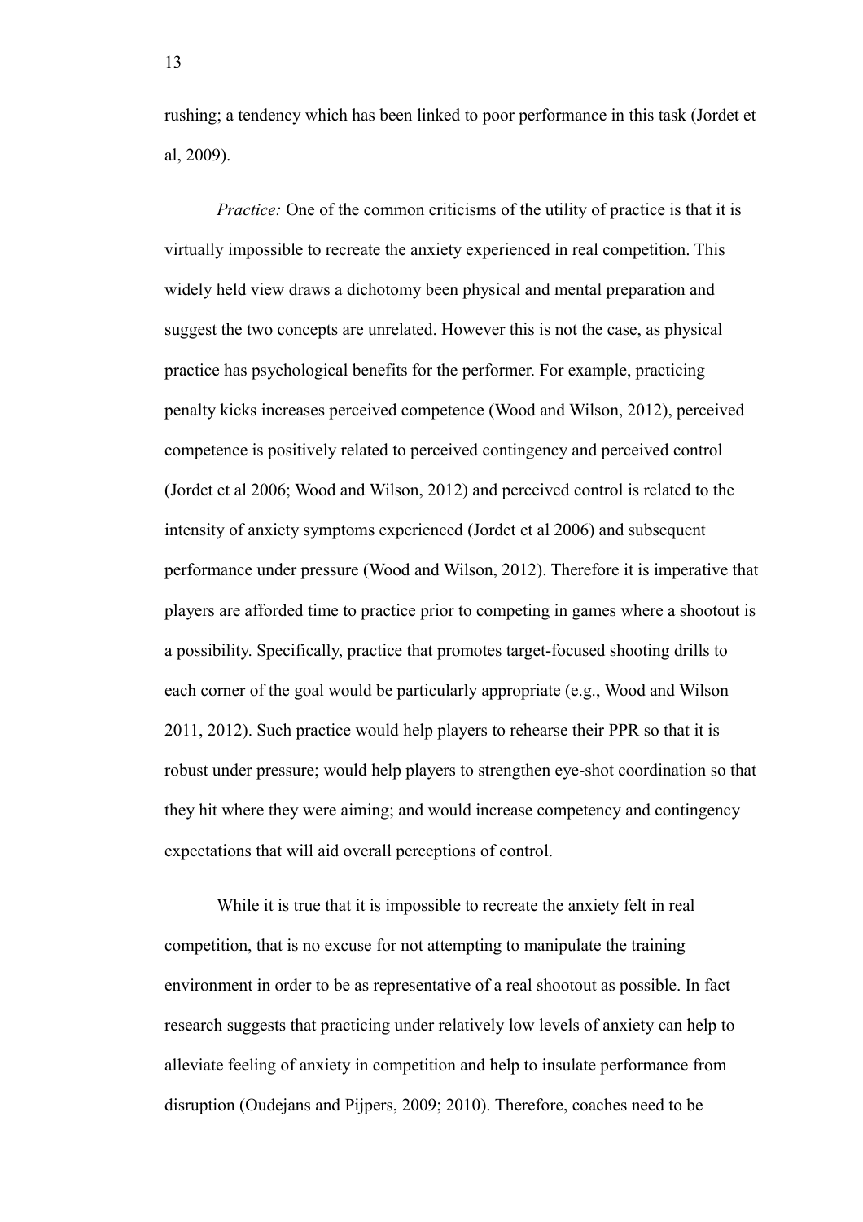rushing; a tendency which has been linked to poor performance in this task (Jordet et al, 2009).

*Practice:* One of the common criticisms of the utility of practice is that it is virtually impossible to recreate the anxiety experienced in real competition. This widely held view draws a dichotomy been physical and mental preparation and suggest the two concepts are unrelated. However this is not the case, as physical practice has psychological benefits for the performer. For example, practicing penalty kicks increases perceived competence (Wood and Wilson, 2012), perceived competence is positively related to perceived contingency and perceived control (Jordet et al 2006; Wood and Wilson, 2012) and perceived control is related to the intensity of anxiety symptoms experienced (Jordet et al 2006) and subsequent performance under pressure (Wood and Wilson, 2012). Therefore it is imperative that players are afforded time to practice prior to competing in games where a shootout is a possibility. Specifically, practice that promotes target-focused shooting drills to each corner of the goal would be particularly appropriate (e.g., Wood and Wilson 2011, 2012). Such practice would help players to rehearse their PPR so that it is robust under pressure; would help players to strengthen eye-shot coordination so that they hit where they were aiming; and would increase competency and contingency expectations that will aid overall perceptions of control.

While it is true that it is impossible to recreate the anxiety felt in real competition, that is no excuse for not attempting to manipulate the training environment in order to be as representative of a real shootout as possible. In fact research suggests that practicing under relatively low levels of anxiety can help to alleviate feeling of anxiety in competition and help to insulate performance from disruption (Oudejans and Pijpers, 2009; 2010). Therefore, coaches need to be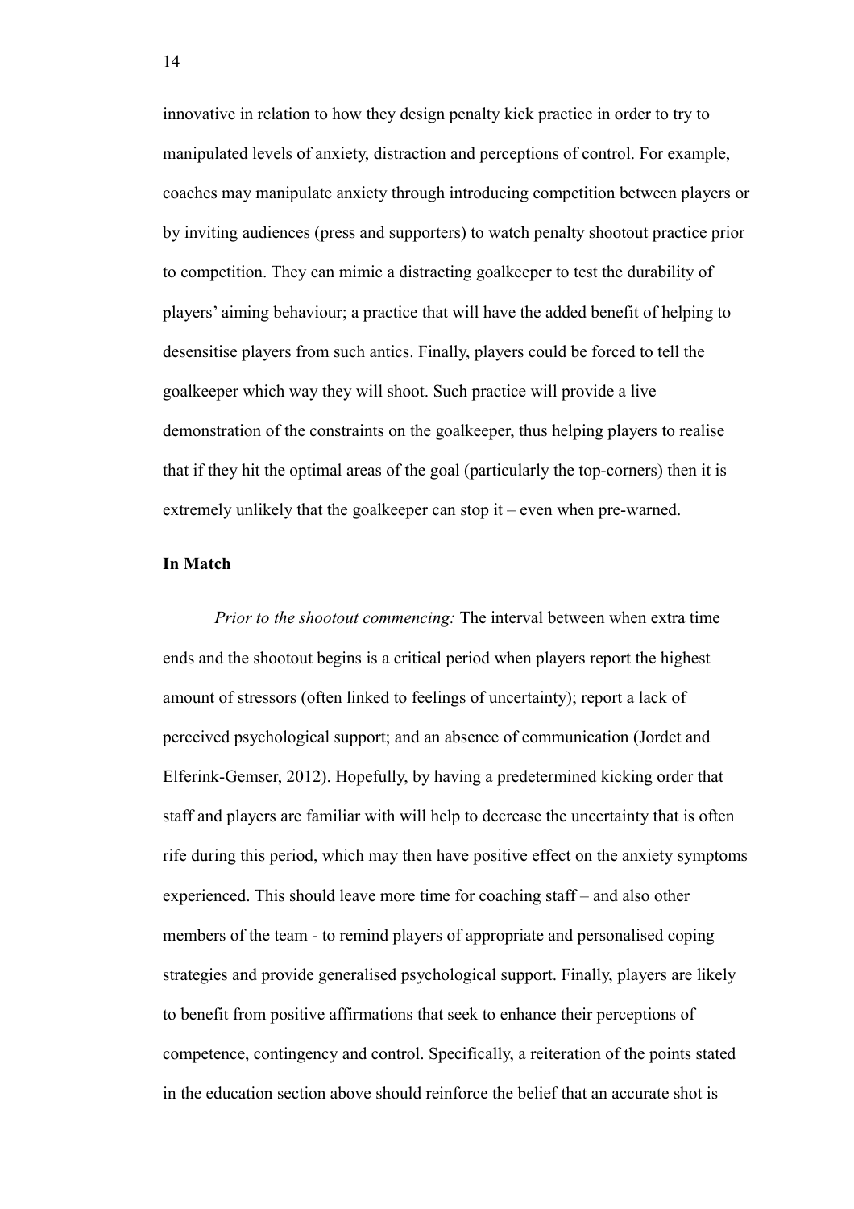innovative in relation to how they design penalty kick practice in order to try to manipulated levels of anxiety, distraction and perceptions of control. For example, coaches may manipulate anxiety through introducing competition between players or by inviting audiences (press and supporters) to watch penalty shootout practice prior to competition. They can mimic a distracting goalkeeper to test the durability of players' aiming behaviour; a practice that will have the added benefit of helping to desensitise players from such antics. Finally, players could be forced to tell the goalkeeper which way they will shoot. Such practice will provide a live demonstration of the constraints on the goalkeeper, thus helping players to realise that if they hit the optimal areas of the goal (particularly the top-corners) then it is extremely unlikely that the goalkeeper can stop it – even when pre-warned.

### In Match

*Prior to the shootout commencing:* The interval between when extra time ends and the shootout begins is a critical period when players report the highest amount of stressors (often linked to feelings of uncertainty); report a lack of perceived psychological support; and an absence of communication (Jordet and Elferink-Gemser, 2012). Hopefully, by having a predetermined kicking order that staff and players are familiar with will help to decrease the uncertainty that is often rife during this period, which may then have positive effect on the anxiety symptoms experienced. This should leave more time for coaching staff – and also other members of the team - to remind players of appropriate and personalised coping strategies and provide generalised psychological support. Finally, players are likely to benefit from positive affirmations that seek to enhance their perceptions of competence, contingency and control. Specifically, a reiteration of the points stated in the education section above should reinforce the belief that an accurate shot is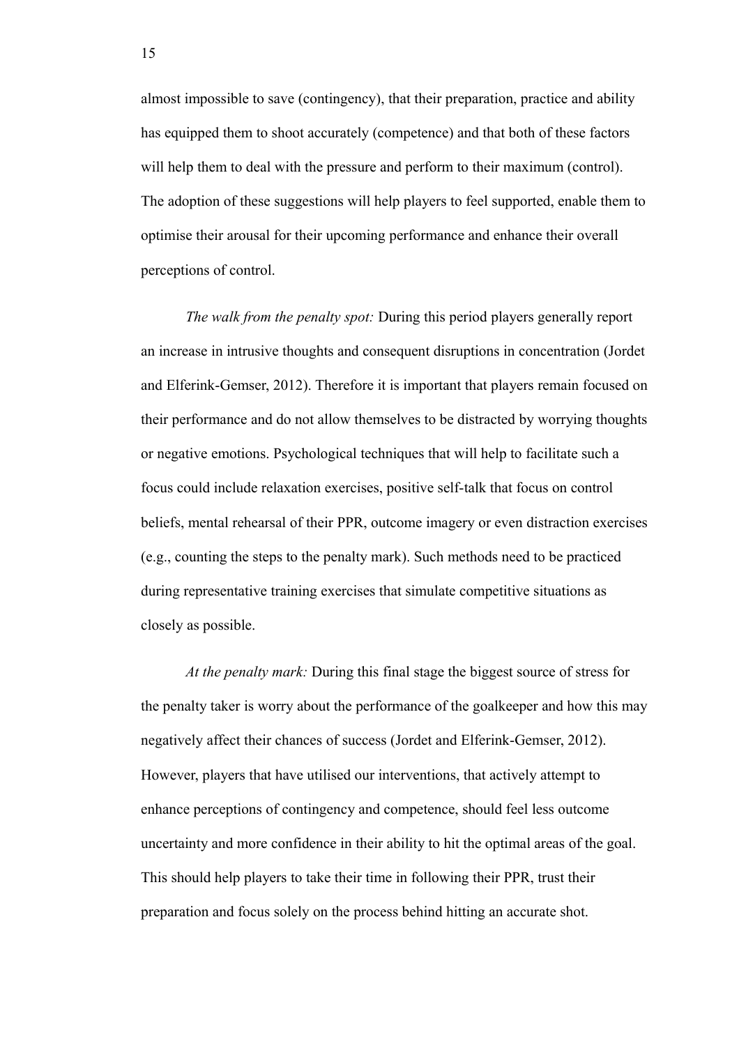almost impossible to save (contingency), that their preparation, practice and ability has equipped them to shoot accurately (competence) and that both of these factors will help them to deal with the pressure and perform to their maximum (control). The adoption of these suggestions will help players to feel supported, enable them to optimise their arousal for their upcoming performance and enhance their overall perceptions of control.

*The walk from the penalty spot:* During this period players generally report an increase in intrusive thoughts and consequent disruptions in concentration (Jordet and Elferink-Gemser, 2012). Therefore it is important that players remain focused on their performance and do not allow themselves to be distracted by worrying thoughts or negative emotions. Psychological techniques that will help to facilitate such a focus could include relaxation exercises, positive self-talk that focus on control beliefs, mental rehearsal of their PPR, outcome imagery or even distraction exercises (e.g., counting the steps to the penalty mark). Such methods need to be practiced during representative training exercises that simulate competitive situations as closely as possible.

*At the penalty mark:* During this final stage the biggest source of stress for the penalty taker is worry about the performance of the goalkeeper and how this may negatively affect their chances of success (Jordet and Elferink-Gemser, 2012). However, players that have utilised our interventions, that actively attempt to enhance perceptions of contingency and competence, should feel less outcome uncertainty and more confidence in their ability to hit the optimal areas of the goal. This should help players to take their time in following their PPR, trust their preparation and focus solely on the process behind hitting an accurate shot.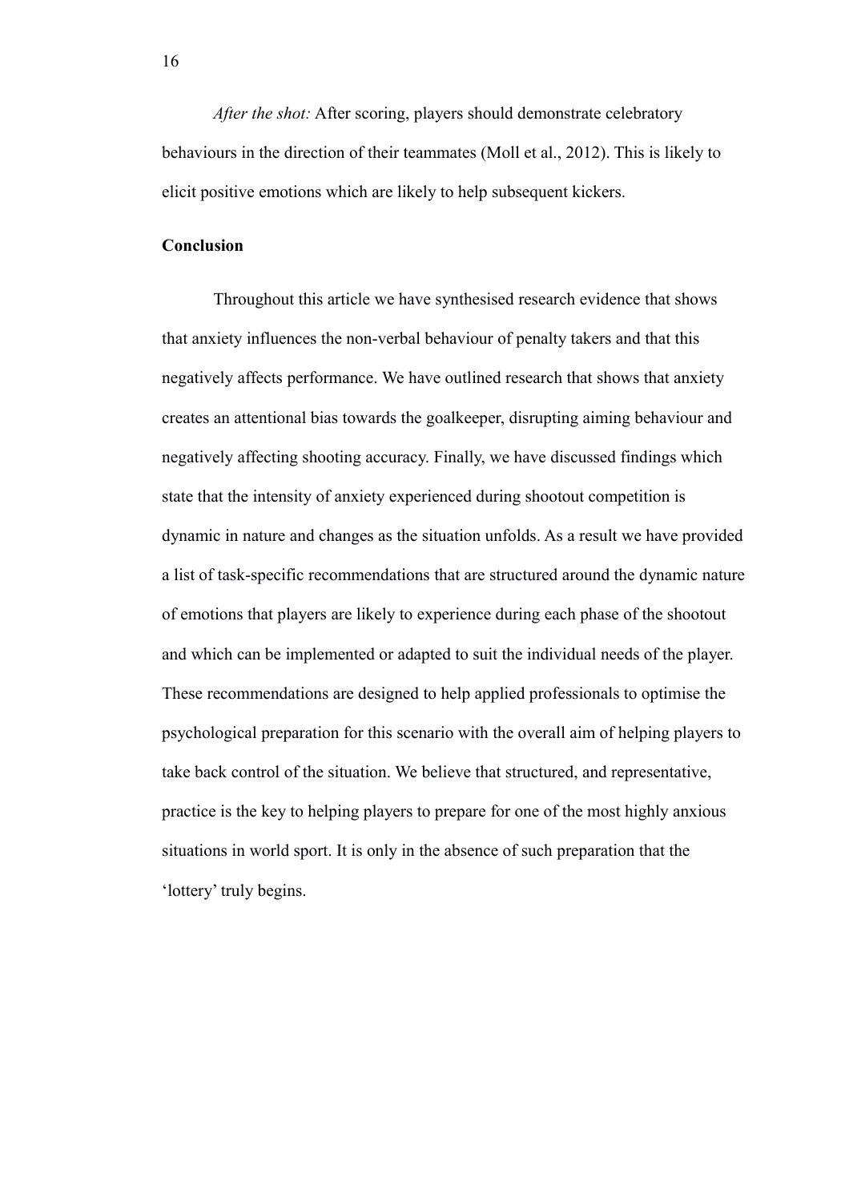*After the shot:* After scoring, players should demonstrate celebratory behaviours in the direction of their teammates (Moll et al., 2012). This is likely to elicit positive emotions which are likely to help subsequent kickers.

**Conclusion**

Throughout this article we have synthesised research evidence that shows that anxiety influences the non-verbal behaviour of penalty takers and that this negatively affects performance. We have outlined research that shows that anxiety creates an attentional bias towards the goalkeeper, disrupting aiming behaviour and negatively affecting shooting accuracy. Finally, we have discussed findings which state that the intensity of anxiety experienced during shootout competition is dynamic in nature and changes as the situation unfolds. As a result we have provided a list of task-specific recommendations that are structured around the dynamic nature of emotions that players are likely to experience during each phase of the shootout and which can be implemented or adapted to suit the individual needs of the player. These recommendations are designed to help applied professionals to optimise the psychological preparation for this scenario with the overall aim of helping players to take back control of the situation. We believe that structured, and representative, practice is the key to helping players to prepare for one of the most highly anxious situations in world sport. It is only in the absence of such preparation that the 'lottery' truly begins.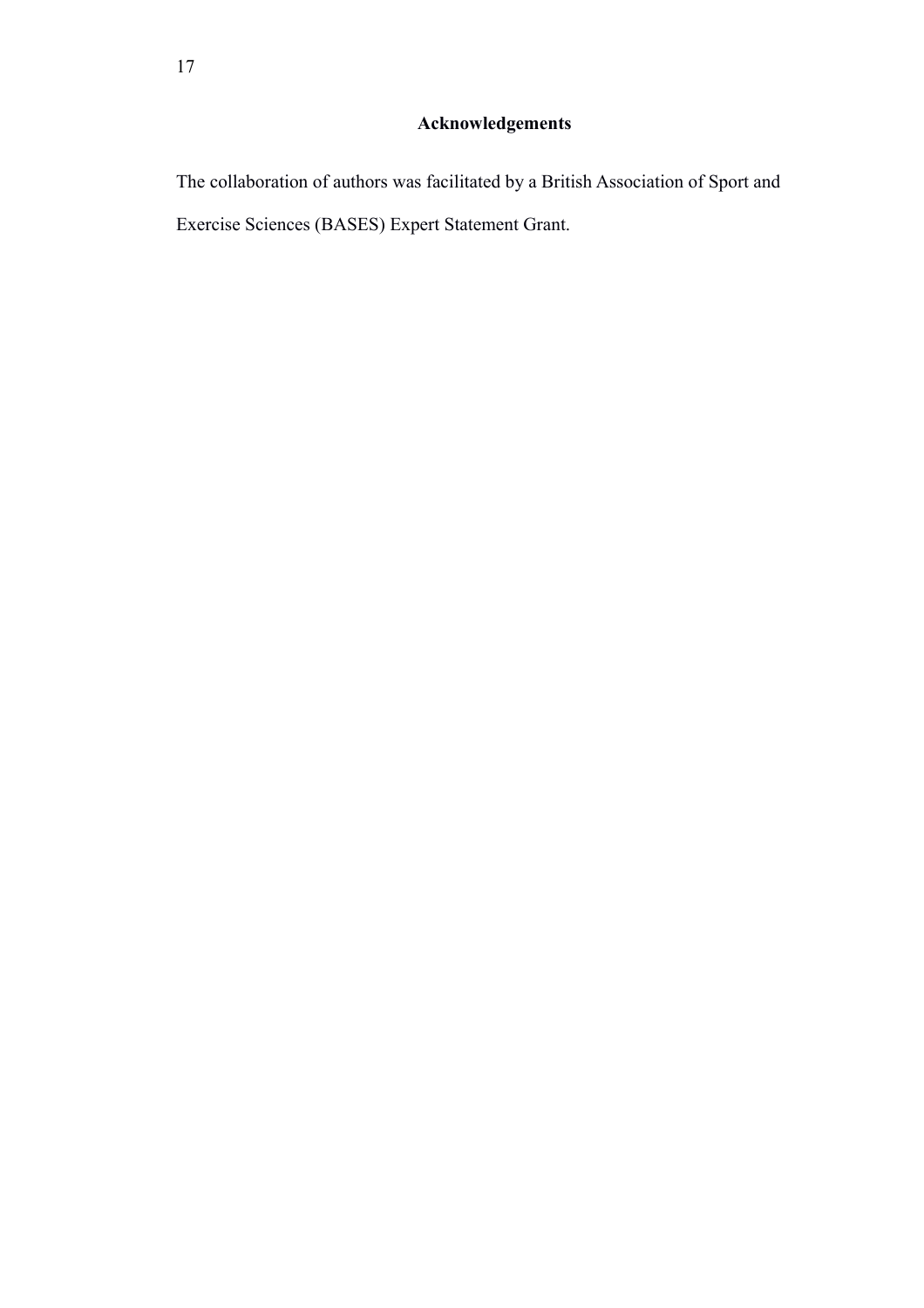## Acknowledgements

The collaboration of authors was facilitated by a British Association of Sport and Exercise Sciences (BASES) Expert Statement Grant.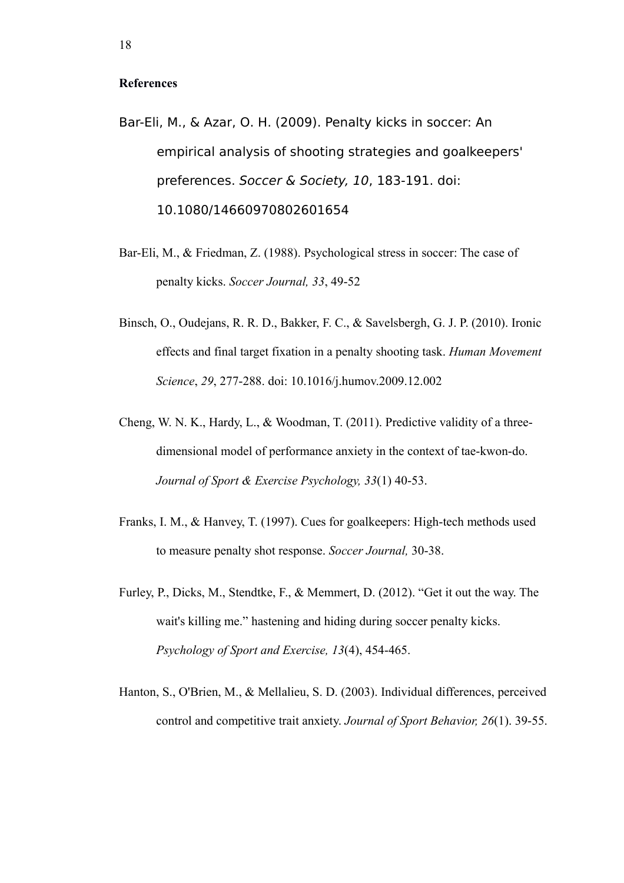**References**

Bar-Eli, M., & Azar, O. H. (2009). Penalty kicks in soccer: An empirical analysis of shooting strategies and goalkeepers' preferences. *Soccer & Society, 10*, 183-191. doi: 10.1080/14660970802601654

Bar-Eli, M., & Friedman, Z. (1988). Psychological stress in soccer: The case of penalty kicks. *Soccer Journal, 33*, 49-52

Binsch, O., Oudejans, R. R. D., Bakker, F. C., & Savelsbergh, G. J. P. (2010). Ironic effects and final target fixation in a penalty shooting task. *Human Movement Science*, *29*, 277-288. doi: 10.1016/j.humov.2009.12.002

Cheng, W. N. K., Hardy, L., & Woodman, T. (2011). Predictive validity of a three-dimensional model of performance anxiety in the context of tae-kwon-do. *Journal of Sport & Exercise Psychology, 33*(1) 40-53.

Franks, I. M., & Hanvey, T. (1997). Cues for goalkeepers: High-tech methods used to measure penalty shot response. *Soccer Journal,* 30-38.

Furley, P., Dicks, M., Stendtke, F., & Memmert, D. (2012). "Get it out the way. The wait's killing me." hastening and hiding during soccer penalty kicks. *Psychology of Sport and Exercise, 13*(4), 454-465.

Hanton, S., O'Brien, M., & Mellalieu, S. D. (2003). Individual differences, perceived control and competitive trait anxiety. *Journal of Sport Behavior, 26*(1). 39-55.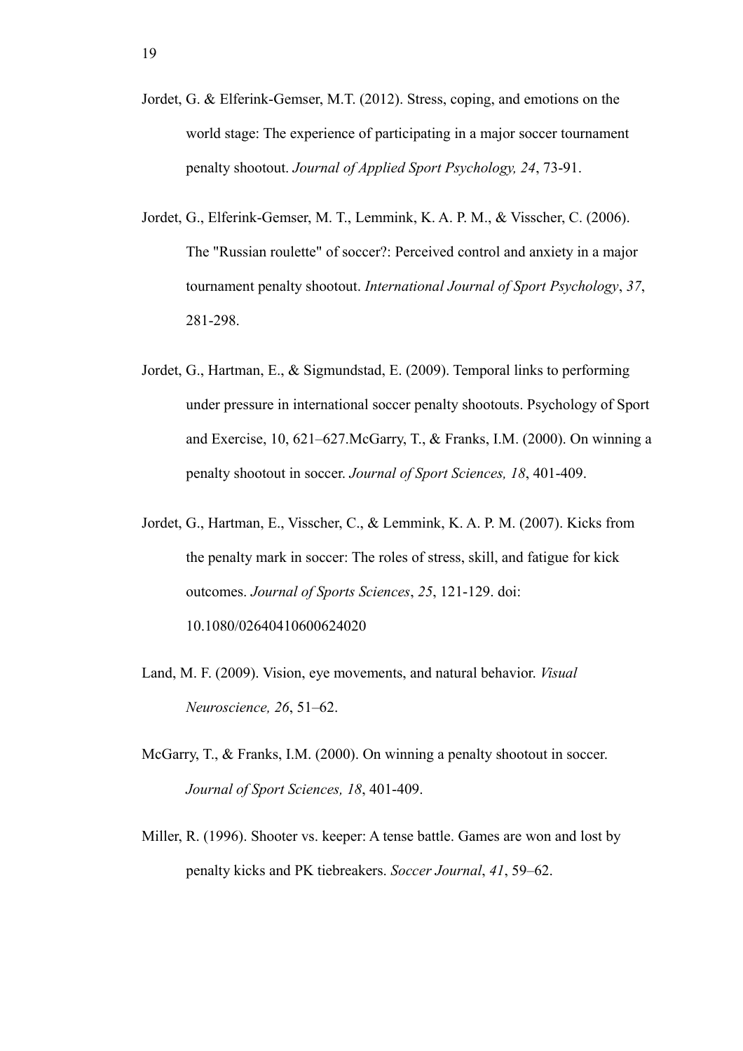Jordet, G. & Elferink-Gemser, M.T. (2012). Stress, coping, and emotions on the world stage: The experience of participating in a major soccer tournament penalty shootout. *Journal of Applied Sport Psychology, 24*, 73-91.

Jordet, G., Elferink-Gemser, M. T., Lemmink, K. A. P. M., & Visscher, C. (2006). The "Russian roulette" of soccer?: Perceived control and anxiety in a major tournament penalty shootout. *International Journal of Sport Psychology*, *37*, 281-298.

Jordet, G., Hartman, E., & Sigmundstad, E. (2009). Temporal links to performing under pressure in international soccer penalty shootouts. Psychology of Sport and Exercise, 10, 621–627.McGarry, T., & Franks, I.M. (2000). On winning a penalty shootout in soccer. *Journal of Sport Sciences, 18*, 401-409.

Jordet, G., Hartman, E., Visscher, C., & Lemmink, K. A. P. M. (2007). Kicks from the penalty mark in soccer: The roles of stress, skill, and fatigue for kick outcomes. *Journal of Sports Sciences*, *25*, 121-129. doi: 10.1080/02640410600624020

Land, M. F. (2009). Vision, eye movements, and natural behavior. *Visual Neuroscience, 26*, 51–62.

McGarry, T., & Franks, I.M. (2000). On winning a penalty shootout in soccer. *Journal of Sport Sciences, 18*, 401-409.

Miller, R. (1996). Shooter vs. keeper: A tense battle. Games are won and lost by penalty kicks and PK tiebreakers. *Soccer Journal*, *41*, 59–62.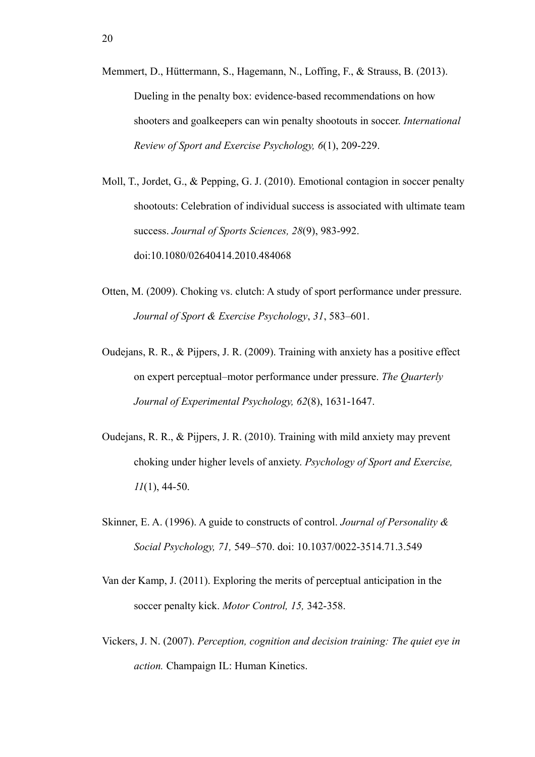Memmert, D., Hüttermann, S., Hagemann, N., Loffing, F., & Strauss, B. (2013). Dueling in the penalty box: evidence-based recommendations on how shooters and goalkeepers can win penalty shootouts in soccer. *International Review of Sport and Exercise Psychology, 6*(1), 209-229.

Moll, T., Jordet, G., & Pepping, G. J. (2010). Emotional contagion in soccer penalty shootouts: Celebration of individual success is associated with ultimate team success. *Journal of Sports Sciences, 28*(9), 983-992. doi:10.1080/02640414.2010.484068

Otten, M. (2009). Choking vs. clutch: A study of sport performance under pressure. *Journal of Sport & Exercise Psychology*, *31*, 583–601.

Oudejans, R. R., & Pijpers, J. R. (2009). Training with anxiety has a positive effect on expert perceptual–motor performance under pressure. *The Quarterly Journal of Experimental Psychology, 62*(8), 1631-1647.

Oudejans, R. R., & Pijpers, J. R. (2010). Training with mild anxiety may prevent choking under higher levels of anxiety. *Psychology of Sport and Exercise, 11*(1), 44-50.

Skinner, E. A. (1996). A guide to constructs of control. *Journal of Personality & Social Psychology, 71,* 549–570. doi: 10.1037/0022-3514.71.3.549

Van der Kamp, J. (2011). Exploring the merits of perceptual anticipation in the soccer penalty kick. *Motor Control, 15,* 342-358.

Vickers, J. N. (2007). *Perception, cognition and decision training: The quiet eye in action.* Champaign IL: Human Kinetics.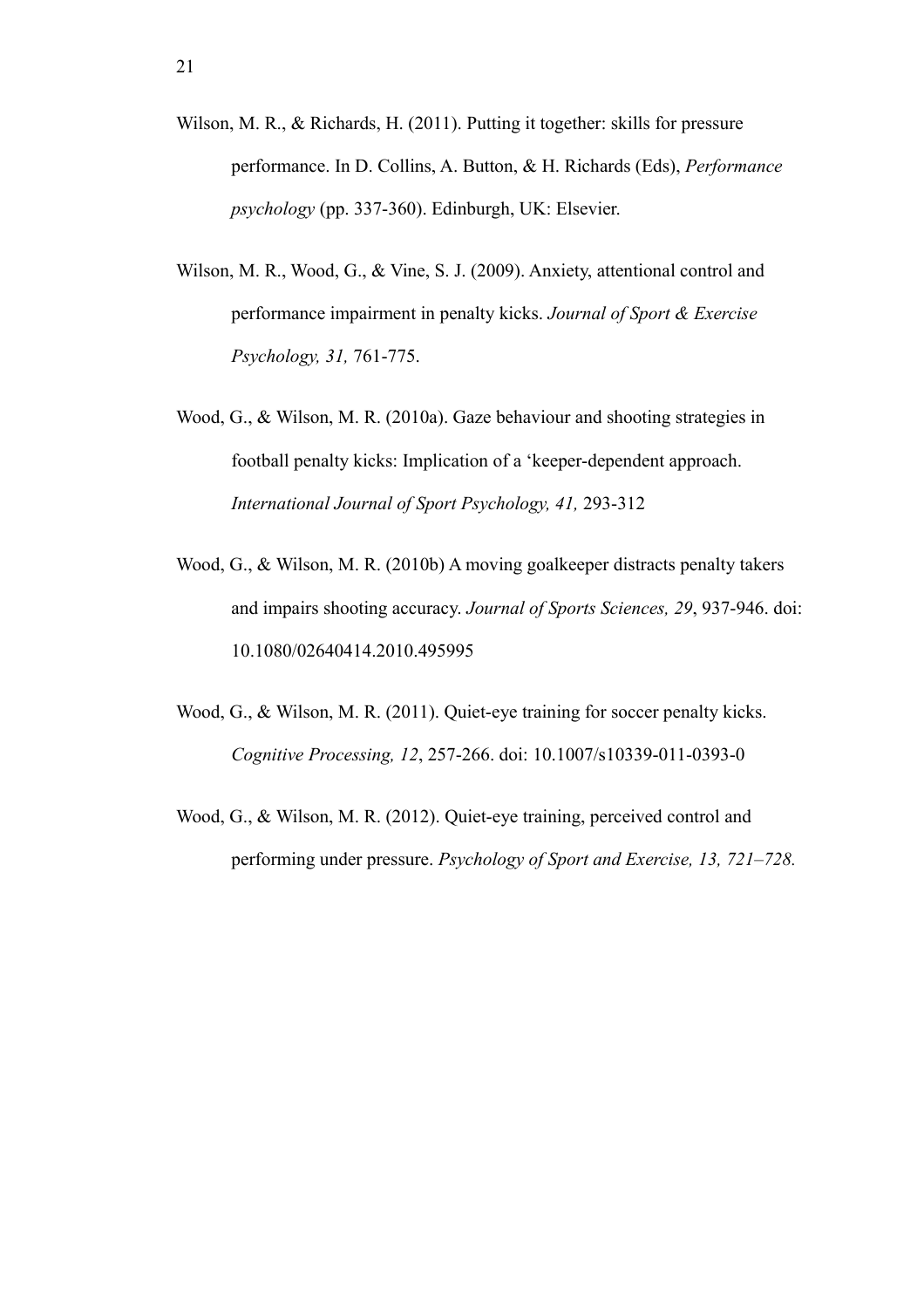Wilson, M. R., & Richards, H. (2011). Putting it together: skills for pressure performance. In D. Collins, A. Button, & H. Richards (Eds), *Performance psychology* (pp. 337-360). Edinburgh, UK: Elsevier.

Wilson, M. R., Wood, G., & Vine, S. J. (2009). Anxiety, attentional control and performance impairment in penalty kicks. *Journal of Sport & Exercise Psychology, 31,* 761-775.

Wood, G., & Wilson, M. R. (2010a). Gaze behaviour and shooting strategies in football penalty kicks: Implication of a 'keeper-dependent approach. *International Journal of Sport Psychology, 41,* 293-312

Wood, G., & Wilson, M. R. (2010b) A moving goalkeeper distracts penalty takers and impairs shooting accuracy. *Journal of Sports Sciences, 29*, 937-946. doi: 10.1080/02640414.2010.495995

Wood, G., & Wilson, M. R. (2011). Quiet-eye training for soccer penalty kicks. *Cognitive Processing, 12*, 257-266. doi: 10.1007/s10339-011-0393-0

Wood, G., & Wilson, M. R. (2012). Quiet-eye training, perceived control and performing under pressure. *Psychology of Sport and Exercise, 13, 721–728.*